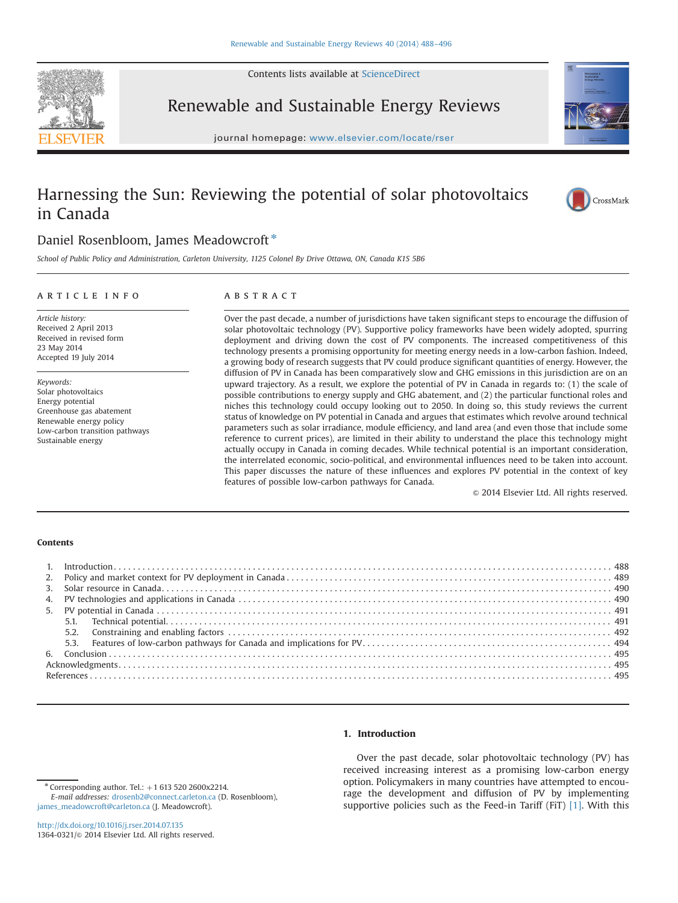# Harnessing the Sun: Reviewing the potential of solar photovoltaics in Canada

Daniel Rosenbloom, James Meadowcroft *

*School of Public Policy and Administration, Carleton University, 1125 Colonel By Drive Ottawa, ON, Canada K1S 5B6*

## ARTICLE INFO

*Article history:*
Received 2 April 2013
Received in revised form 23 May 2014
Accepted 19 July 2014

*Keywords:*
Solar photovoltaics
Energy potential
Greenhouse gas abatement
Renewable energy policy
Low-carbon transition pathways
Sustainable energy

## ABSTRACT

Over the past decade, a number of jurisdictions have taken significant steps to encourage the diffusion of solar photovoltaic technology (PV). Supportive policy frameworks have been widely adopted, spurring deployment and driving down the cost of PV components. The increased competitiveness of this technology presents a promising opportunity for meeting energy needs in a low-carbon fashion. Indeed, a growing body of research suggests that PV could produce significant quantities of energy. However, the diffusion of PV in Canada has been comparatively slow and GHG emissions in this jurisdiction are on an upward trajectory. As a result, we explore the potential of PV in Canada in regards to: (1) the scale of possible contributions to energy supply and GHG abatement, and (2) the particular functional roles and niches this technology could occupy looking out to 2050. In doing so, this study reviews the current status of knowledge on PV potential in Canada and argues that estimates which revolve around technical parameters such as solar irradiance, module efficiency, and land area (and even those that include some reference to current prices), are limited in their ability to understand the place this technology might actually occupy in Canada in coming decades. While technical potential is an important consideration, the interrelated economic, socio-political, and environmental influences need to be taken into account. This paper discusses the nature of these influences and explores PV potential in the context of key features of possible low-carbon pathways for Canada.

© 2014 Elsevier Ltd. All rights reserved.

**Contents**

1. Introduction . . . 488
2. Policy and market context for PV deployment in Canada . . . 489
3. Solar resource in Canada . . . 490
4. PV technologies and applications in Canada . . . 490
5. PV potential in Canada . . . 491
   - 5.1. Technical potential . . . 491
   - 5.2. Constraining and enabling factors . . . 492
   - 5.3. Features of low-carbon pathways for Canada and implications for PV . . . 494
6. Conclusion . . . 495

Acknowledgments . . . 495

References . . . 495

## 1. Introduction

Over the past decade, solar photovoltaic technology (PV) has received increasing interest as a promising low-carbon energy option. Policymakers in many countries have attempted to encourage the development and diffusion of PV by implementing supportive policies such as the Feed-in Tariff (FiT) [1]. With this

---

* Corresponding author. Tel.: +1 613 520 2600x2214.
*E-mail addresses:* drosenb2@connect.carleton.ca (D. Rosenbloom), james_meadowcroft@carleton.ca (J. Meadowcroft).

http://dx.doi.org/10.1016/j.rser.2014.07.135
1364-0321/© 2014 Elsevier Ltd. All rights reserved.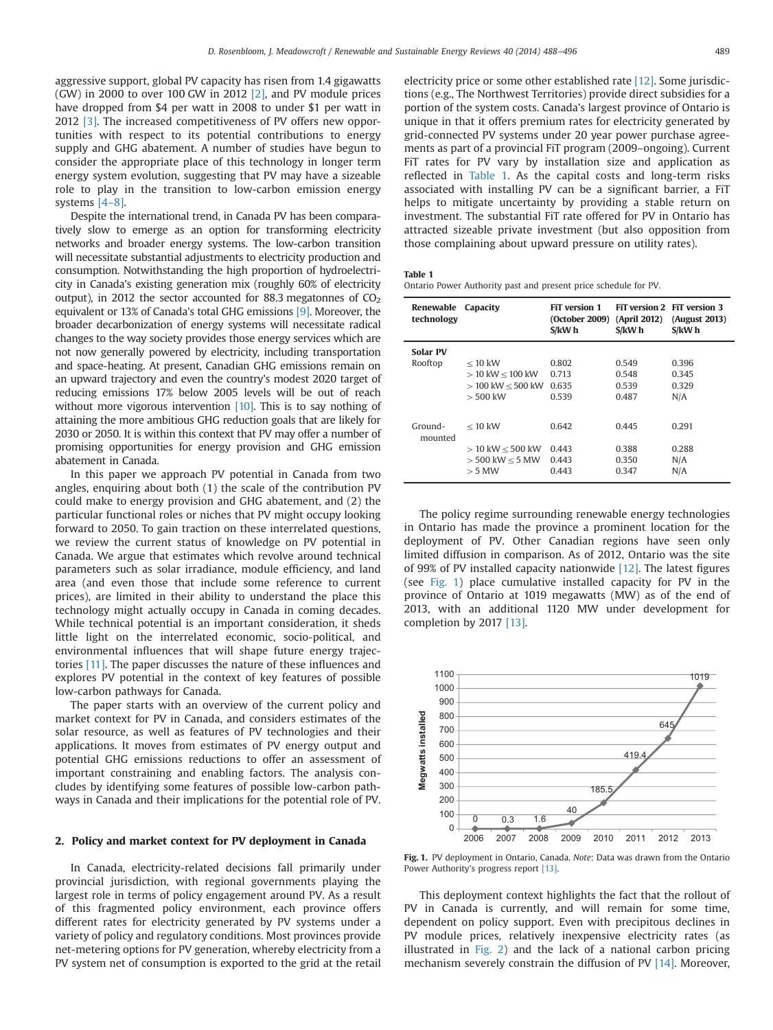aggressive support, global PV capacity has risen from 1.4 gigawatts (GW) in 2000 to over 100 GW in 2012 [2], and PV module prices have dropped from $4 per watt in 2008 to under $1 per watt in 2012 [3]. The increased competitiveness of PV offers new opportunities with respect to its potential contributions to energy supply and GHG abatement. A number of studies have begun to consider the appropriate place of this technology in longer term energy system evolution, suggesting that PV may have a sizeable role to play in the transition to low-carbon emission energy systems [4–8].

Despite the international trend, in Canada PV has been comparatively slow to emerge as an option for transforming electricity networks and broader energy systems. The low-carbon transition will necessitate substantial adjustments to electricity production and consumption. Notwithstanding the high proportion of hydroelectricity in Canada's existing generation mix (roughly 60% of electricity output), in 2012 the sector accounted for 88.3 megatonnes of $CO_2$ equivalent or 13% of Canada's total GHG emissions [9]. Moreover, the broader decarbonization of energy systems will necessitate radical changes to the way society provides those energy services which are not now generally powered by electricity, including transportation and space-heating. At present, Canadian GHG emissions remain on an upward trajectory and even the country's modest 2020 target of reducing emissions 17% below 2005 levels will be out of reach without more vigorous intervention [10]. This is to say nothing of attaining the more ambitious GHG reduction goals that are likely for 2030 or 2050. It is within this context that PV may offer a number of promising opportunities for energy provision and GHG emission abatement in Canada.

In this paper we approach PV potential in Canada from two angles, enquiring about both (1) the scale of the contribution PV could make to energy provision and GHG abatement, and (2) the particular functional roles or niches that PV might occupy looking forward to 2050. To gain traction on these interrelated questions, we review the current status of knowledge on PV potential in Canada. We argue that estimates which revolve around technical parameters such as solar irradiance, module efficiency, and land area (and even those that include some reference to current prices), are limited in their ability to understand the place this technology might actually occupy in Canada in coming decades. While technical potential is an important consideration, it sheds little light on the interrelated economic, socio-political, and environmental influences that will shape future energy trajectories [11]. The paper discusses the nature of these influences and explores PV potential in the context of key features of possible low-carbon pathways for Canada.

The paper starts with an overview of the current policy and market context for PV in Canada, and considers estimates of the solar resource, as well as features of PV technologies and their applications. It moves from estimates of PV energy output and potential GHG emissions reductions to offer an assessment of important constraining and enabling factors. The analysis concludes by identifying some features of possible low-carbon pathways in Canada and their implications for the potential role of PV.

## 2. Policy and market context for PV deployment in Canada

In Canada, electricity-related decisions fall primarily under provincial jurisdiction, with regional governments playing the largest role in terms of policy engagement around PV. As a result of this fragmented policy environment, each province offers different rates for electricity generated by PV systems under a variety of policy and regulatory conditions. Most provinces provide net-metering options for PV generation, whereby electricity from a PV system net of consumption is exported to the grid at the retail electricity price or some other established rate [12]. Some jurisdictions (e.g., The Northwest Territories) provide direct subsidies for a portion of the system costs. Canada's largest province of Ontario is unique in that it offers premium rates for electricity generated by grid-connected PV systems under 20 year power purchase agreements as part of a provincial FiT program (2009–ongoing). Current FiT rates for PV vary by installation size and application as reflected in Table 1. As the capital costs and long-term risks associated with installing PV can be a significant barrier, a FiT helps to mitigate uncertainty by providing a stable return on investment. The substantial FiT rate offered for PV in Ontario has attracted sizeable private investment (but also opposition from those complaining about upward pressure on utility rates).

**Table 1**
Ontario Power Authority past and present price schedule for PV.

| Renewable technology | Capacity | FiT version 1 (October 2009) $/kW h | FiT version 2 (April 2012) $/kW h | FiT version 3 (August 2013) $/kW h |
|---|---|---|---|---|
| **Solar PV** | | | | |
| Rooftop | ≤ 10 kW | 0.802 | 0.549 | 0.396 |
| | > 10 kW ≤ 100 kW | 0.713 | 0.548 | 0.345 |
| | > 100 kW ≤ 500 kW | 0.635 | 0.539 | 0.329 |
| | > 500 kW | 0.539 | 0.487 | N/A |
| Ground-mounted | ≤ 10 kW | 0.642 | 0.445 | 0.291 |
| | > 10 kW ≤ 500 kW | 0.443 | 0.388 | 0.288 |
| | > 500 kW ≤ 5 MW | 0.443 | 0.350 | N/A |
| | > 5 MW | 0.443 | 0.347 | N/A |

The policy regime surrounding renewable energy technologies in Ontario has made the province a prominent location for the deployment of PV. Other Canadian regions have seen only limited diffusion in comparison. As of 2012, Ontario was the site of 99% of PV installed capacity nationwide [12]. The latest figures (see Fig. 1) place cumulative installed capacity for PV in the province of Ontario at 1019 megawatts (MW) as of the end of 2013, with an additional 1120 MW under development for completion by 2017 [13].

**Fig. 1.** PV deployment in Ontario, Canada. *Note*: Data was drawn from the Ontario Power Authority's progress report [13].

This deployment context highlights the fact that the rollout of PV in Canada is currently, and will remain for some time, dependent on policy support. Even with precipitous declines in PV module prices, relatively inexpensive electricity rates (as illustrated in Fig. 2) and the lack of a national carbon pricing mechanism severely constrain the diffusion of PV [14]. Moreover,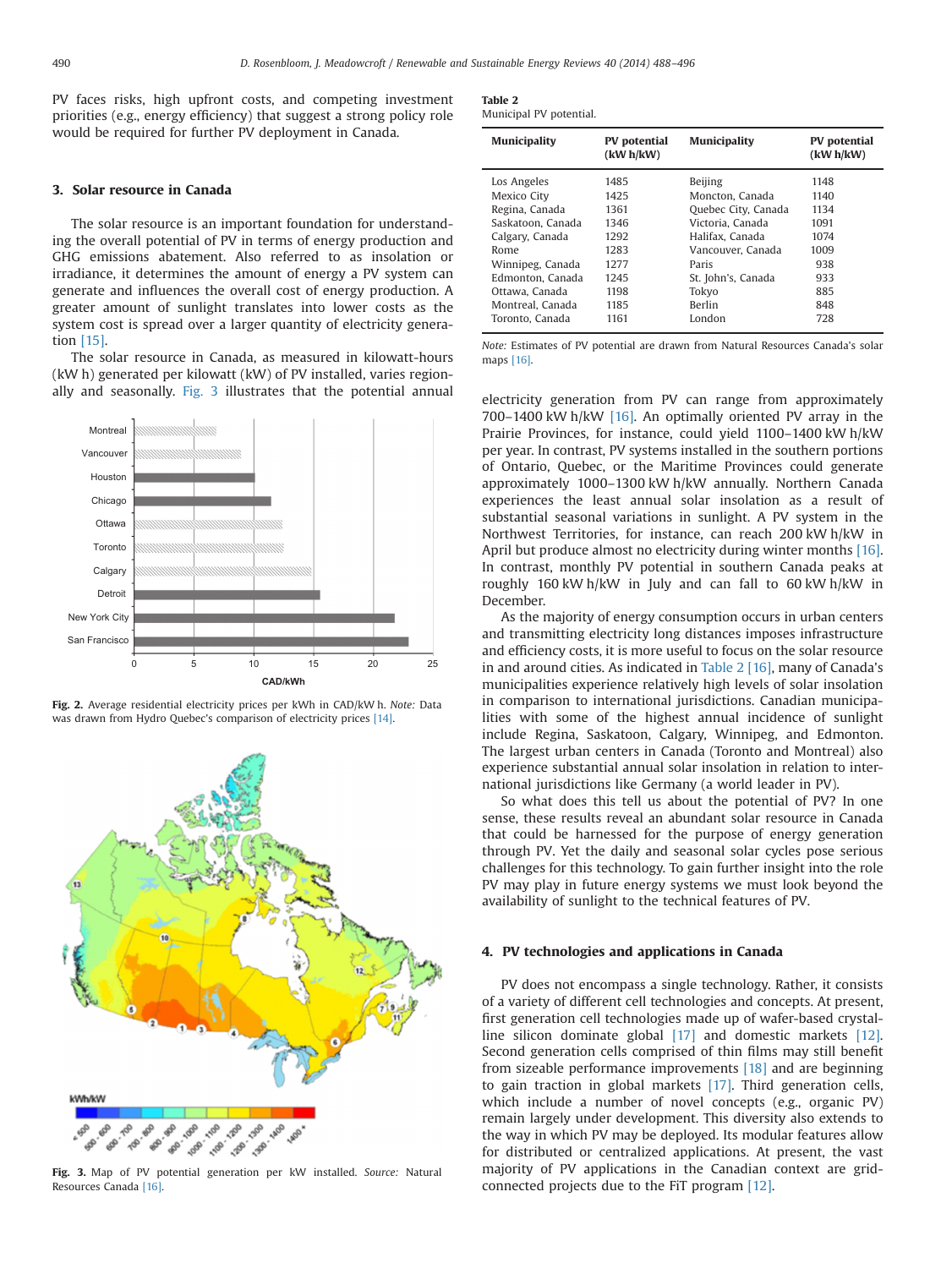PV faces risks, high upfront costs, and competing investment priorities (e.g., energy efficiency) that suggest a strong policy role would be required for further PV deployment in Canada.

## 3. Solar resource in Canada

The solar resource is an important foundation for understanding the overall potential of PV in terms of energy production and GHG emissions abatement. Also referred to as insolation or irradiance, it determines the amount of energy a PV system can generate and influences the overall cost of energy production. A greater amount of sunlight translates into lower costs as the system cost is spread over a larger quantity of electricity generation [15].

The solar resource in Canada, as measured in kilowatt-hours (kW h) generated per kilowatt (kW) of PV installed, varies regionally and seasonally. Fig. 3 illustrates that the potential annual electricity generation from PV can range from approximately 700–1400 kW h/kW [16]. An optimally oriented PV array in the Prairie Provinces, for instance, could yield 1100–1400 kW h/kW per year. In contrast, PV systems installed in the southern portions of Ontario, Quebec, or the Maritime Provinces could generate approximately 1000–1300 kW h/kW annually. Northern Canada experiences the least annual solar insolation as a result of substantial seasonal variations in sunlight. A PV system in the Northwest Territories, for instance, can reach 200 kW h/kW in April but produce almost no electricity during winter months [16]. In contrast, monthly PV potential in southern Canada peaks at roughly 160 kW h/kW in July and can fall to 60 kW h/kW in December.

**Fig. 2.** Average residential electricity prices per kWh in CAD/kW h. *Note:* Data was drawn from Hydro Quebec's comparison of electricity prices [14].

**Fig. 3.** Map of PV potential generation per kW installed. *Source:* Natural Resources Canada [16].

**Table 2**
Municipal PV potential.

| Municipality | PV potential (kW h/kW) | Municipality | PV potential (kW h/kW) |
|---|---|---|---|
| Los Angeles | 1485 | Beijing | 1148 |
| Mexico City | 1425 | Moncton, Canada | 1140 |
| Regina, Canada | 1361 | Quebec City, Canada | 1134 |
| Saskatoon, Canada | 1346 | Victoria, Canada | 1091 |
| Calgary, Canada | 1292 | Halifax, Canada | 1074 |
| Rome | 1283 | Vancouver, Canada | 1009 |
| Winnipeg, Canada | 1277 | Paris | 938 |
| Edmonton, Canada | 1245 | St. John's, Canada | 933 |
| Ottawa, Canada | 1198 | Tokyo | 885 |
| Montreal, Canada | 1185 | Berlin | 848 |
| Toronto, Canada | 1161 | London | 728 |

*Note:* Estimates of PV potential are drawn from Natural Resources Canada's solar maps [16].

As the majority of energy consumption occurs in urban centers and transmitting electricity long distances imposes infrastructure and efficiency costs, it is more useful to focus on the solar resource in and around cities. As indicated in Table 2 [16], many of Canada's municipalities experience relatively high levels of solar insolation in comparison to international jurisdictions. Canadian municipalities with some of the highest annual incidence of sunlight include Regina, Saskatoon, Calgary, Winnipeg, and Edmonton. The largest urban centers in Canada (Toronto and Montreal) also experience substantial annual solar insolation in relation to international jurisdictions like Germany (a world leader in PV).

So what does this tell us about the potential of PV? In one sense, these results reveal an abundant solar resource in Canada that could be harnessed for the purpose of energy generation through PV. Yet the daily and seasonal solar cycles pose serious challenges for this technology. To gain further insight into the role PV may play in future energy systems we must look beyond the availability of sunlight to the technical features of PV.

## 4. PV technologies and applications in Canada

PV does not encompass a single technology. Rather, it consists of a variety of different cell technologies and concepts. At present, first generation cell technologies made up of wafer-based crystalline silicon dominate global [17] and domestic markets [12]. Second generation cells comprised of thin films may still benefit from sizeable performance improvements [18] and are beginning to gain traction in global markets [17]. Third generation cells, which include a number of novel concepts (e.g., organic PV) remain largely under development. This diversity also extends to the way in which PV may be deployed. Its modular features allow for distributed or centralized applications. At present, the vast majority of PV applications in the Canadian context are grid-connected projects due to the FiT program [12].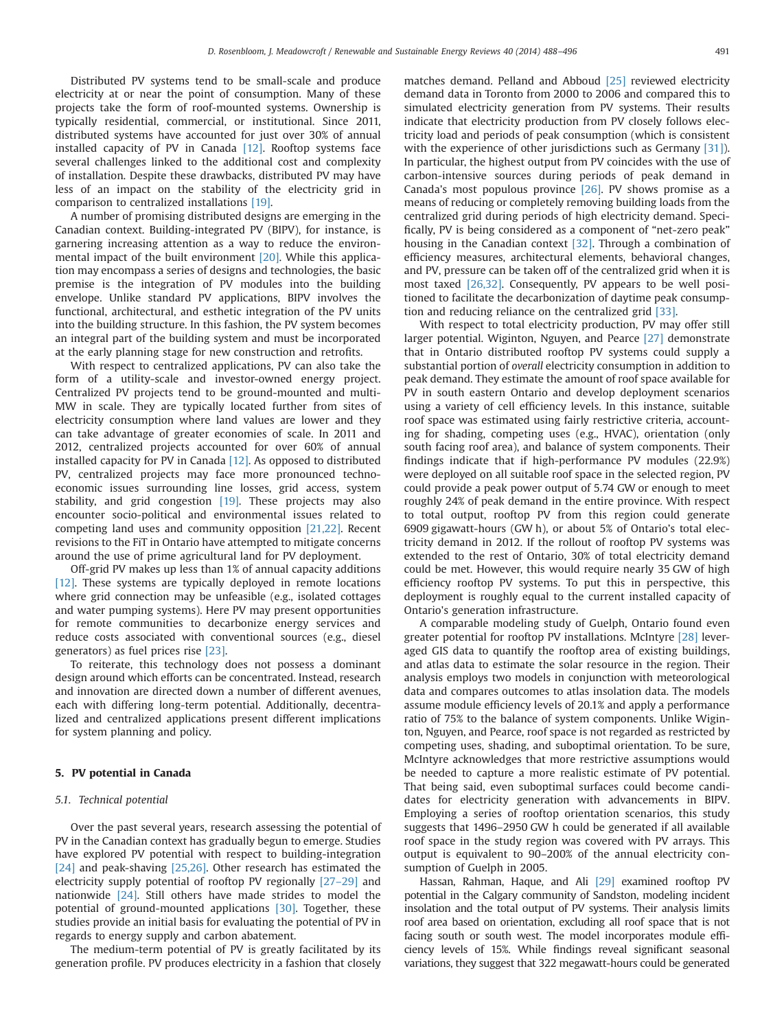Distributed PV systems tend to be small-scale and produce electricity at or near the point of consumption. Many of these projects take the form of roof-mounted systems. Ownership is typically residential, commercial, or institutional. Since 2011, distributed systems have accounted for just over 30% of annual installed capacity of PV in Canada [12]. Rooftop systems face several challenges linked to the additional cost and complexity of installation. Despite these drawbacks, distributed PV may have less of an impact on the stability of the electricity grid in comparison to centralized installations [19].

A number of promising distributed designs are emerging in the Canadian context. Building-integrated PV (BIPV), for instance, is garnering increasing attention as a way to reduce the environmental impact of the built environment [20]. While this application may encompass a series of designs and technologies, the basic premise is the integration of PV modules into the building envelope. Unlike standard PV applications, BIPV involves the functional, architectural, and esthetic integration of the PV units into the building structure. In this fashion, the PV system becomes an integral part of the building system and must be incorporated at the early planning stage for new construction and retrofits.

With respect to centralized applications, PV can also take the form of a utility-scale and investor-owned energy project. Centralized PV projects tend to be ground-mounted and multi-MW in scale. They are typically located further from sites of electricity consumption where land values are lower and they can take advantage of greater economies of scale. In 2011 and 2012, centralized projects accounted for over 60% of annual installed capacity for PV in Canada [12]. As opposed to distributed PV, centralized projects may face more pronounced techno-economic issues surrounding line losses, grid access, system stability, and grid congestion [19]. These projects may also encounter socio-political and environmental issues related to competing land uses and community opposition [21,22]. Recent revisions to the FiT in Ontario have attempted to mitigate concerns around the use of prime agricultural land for PV deployment.

Off-grid PV makes up less than 1% of annual capacity additions [12]. These systems are typically deployed in remote locations where grid connection may be unfeasible (e.g., isolated cottages and water pumping systems). Here PV may present opportunities for remote communities to decarbonize energy services and reduce costs associated with conventional sources (e.g., diesel generators) as fuel prices rise [23].

To reiterate, this technology does not possess a dominant design around which efforts can be concentrated. Instead, research and innovation are directed down a number of different avenues, each with differing long-term potential. Additionally, decentralized and centralized applications present different implications for system planning and policy.

## 5. PV potential in Canada

### 5.1. Technical potential

Over the past several years, research assessing the potential of PV in the Canadian context has gradually begun to emerge. Studies have explored PV potential with respect to building-integration [24] and peak-shaving [25,26]. Other research has estimated the electricity supply potential of rooftop PV regionally [27–29] and nationwide [24]. Still others have made strides to model the potential of ground-mounted applications [30]. Together, these studies provide an initial basis for evaluating the potential of PV in regards to energy supply and carbon abatement.

The medium-term potential of PV is greatly facilitated by its generation profile. PV produces electricity in a fashion that closely matches demand. Pelland and Abboud [25] reviewed electricity demand data in Toronto from 2000 to 2006 and compared this to simulated electricity generation from PV systems. Their results indicate that electricity production from PV closely follows electricity load and periods of peak consumption (which is consistent with the experience of other jurisdictions such as Germany [31]). In particular, the highest output from PV coincides with the use of carbon-intensive sources during periods of peak demand in Canada's most populous province [26]. PV shows promise as a means of reducing or completely removing building loads from the centralized grid during periods of high electricity demand. Specifically, PV is being considered as a component of "net-zero peak" housing in the Canadian context [32]. Through a combination of efficiency measures, architectural elements, behavioral changes, and PV, pressure can be taken off of the centralized grid when it is most taxed [26,32]. Consequently, PV appears to be well positioned to facilitate the decarbonization of daytime peak consumption and reducing reliance on the centralized grid [33].

With respect to total electricity production, PV may offer still larger potential. Wiginton, Nguyen, and Pearce [27] demonstrate that in Ontario distributed rooftop PV systems could supply a substantial portion of *overall* electricity consumption in addition to peak demand. They estimate the amount of roof space available for PV in south eastern Ontario and develop deployment scenarios using a variety of cell efficiency levels. In this instance, suitable roof space was estimated using fairly restrictive criteria, accounting for shading, competing uses (e.g., HVAC), orientation (only south facing roof area), and balance of system components. Their findings indicate that if high-performance PV modules (22.9%) were deployed on all suitable roof space in the selected region, PV could provide a peak power output of 5.74 GW or enough to meet roughly 24% of peak demand in the entire province. With respect to total output, rooftop PV from this region could generate 6909 gigawatt-hours (GW h), or about 5% of Ontario's total electricity demand in 2012. If the rollout of rooftop PV systems was extended to the rest of Ontario, 30% of total electricity demand could be met. However, this would require nearly 35 GW of high efficiency rooftop PV systems. To put this in perspective, this deployment is roughly equal to the current installed capacity of Ontario's generation infrastructure.

A comparable modeling study of Guelph, Ontario found even greater potential for rooftop PV installations. McIntyre [28] leveraged GIS data to quantify the rooftop area of existing buildings, and atlas data to estimate the solar resource in the region. Their analysis employs two models in conjunction with meteorological data and compares outcomes to atlas insolation data. The models assume module efficiency levels of 20.1% and apply a performance ratio of 75% to the balance of system components. Unlike Wiginton, Nguyen, and Pearce, roof space is not regarded as restricted by competing uses, shading, and suboptimal orientation. To be sure, McIntyre acknowledges that more restrictive assumptions would be needed to capture a more realistic estimate of PV potential. That being said, even suboptimal surfaces could become candidates for electricity generation with advancements in BIPV. Employing a series of rooftop orientation scenarios, this study suggests that 1496–2950 GW h could be generated if all available roof space in the study region was covered with PV arrays. This output is equivalent to 90–200% of the annual electricity consumption of Guelph in 2005.

Hassan, Rahman, Haque, and Ali [29] examined rooftop PV potential in the Calgary community of Sandston, modeling incident insolation and the total output of PV systems. Their analysis limits roof area based on orientation, excluding all roof space that is not facing south or south west. The model incorporates module efficiency levels of 15%. While findings reveal significant seasonal variations, they suggest that 322 megawatt-hours could be generated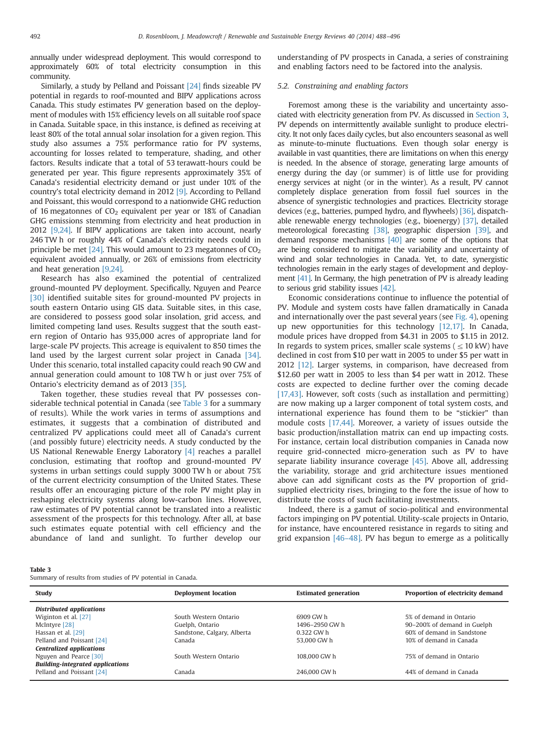annually under widespread deployment. This would correspond to approximately 60% of total electricity consumption in this community.

Similarly, a study by Pelland and Poissant [24] finds sizeable PV potential in regards to roof-mounted and BIPV applications across Canada. This study estimates PV generation based on the deployment of modules with 15% efficiency levels on all suitable roof space in Canada. Suitable space, in this instance, is defined as receiving at least 80% of the total annual solar insolation for a given region. This study also assumes a 75% performance ratio for PV systems, accounting for losses related to temperature, shading, and other factors. Results indicate that a total of 53 terawatt-hours could be generated per year. This figure represents approximately 35% of Canada's residential electricity demand or just under 10% of the country's total electricity demand in 2012 [9]. According to Pelland and Poissant, this would correspond to a nationwide GHG reduction of 16 megatonnes of $CO_2$ equivalent per year or 18% of Canadian GHG emissions stemming from electricity and heat production in 2012 [9,24]. If BIPV applications are taken into account, nearly 246 TW h or roughly 44% of Canada's electricity needs could in principle be met [24]. This would amount to 23 megatonnes of $CO_2$ equivalent avoided annually, or 26% of emissions from electricity and heat generation [9,24].

Research has also examined the potential of centralized ground-mounted PV deployment. Specifically, Nguyen and Pearce [30] identified suitable sites for ground-mounted PV projects in south eastern Ontario using GIS data. Suitable sites, in this case, are considered to possess good solar insolation, grid access, and limited competing land uses. Results suggest that the south eastern region of Ontario has 935,000 acres of appropriate land for large-scale PV projects. This acreage is equivalent to 850 times the land used by the largest current solar project in Canada [34]. Under this scenario, total installed capacity could reach 90 GW and annual generation could amount to 108 TW h or just over 75% of Ontario's electricity demand as of 2013 [35].

Taken together, these studies reveal that PV possesses considerable technical potential in Canada (see Table 3 for a summary of results). While the work varies in terms of assumptions and estimates, it suggests that a combination of distributed and centralized PV applications could meet all of Canada's current (and possibly future) electricity needs. A study conducted by the US National Renewable Energy Laboratory [4] reaches a parallel conclusion, estimating that rooftop and ground-mounted PV systems in urban settings could supply 3000 TW h or about 75% of the current electricity consumption of the United States. These results offer an encouraging picture of the role PV might play in reshaping electricity systems along low-carbon lines. However, raw estimates of PV potential cannot be translated into a realistic assessment of the prospects for this technology. After all, at base such estimates equate potential with cell efficiency and the abundance of land and sunlight. To further develop our understanding of PV prospects in Canada, a series of constraining and enabling factors need to be factored into the analysis.

### 5.2. Constraining and enabling factors

Foremost among these is the variability and uncertainty associated with electricity generation from PV. As discussed in Section 3, PV depends on intermittently available sunlight to produce electricity. It not only faces daily cycles, but also encounters seasonal as well as minute-to-minute fluctuations. Even though solar energy is available in vast quantities, there are limitations on when this energy is needed. In the absence of storage, generating large amounts of energy during the day (or summer) is of little use for providing energy services at night (or in the winter). As a result, PV cannot completely displace generation from fossil fuel sources in the absence of synergistic technologies and practices. Electricity storage devices (e.g., batteries, pumped hydro, and flywheels) [36], dispatchable renewable energy technologies (e.g., bioenergy) [37], detailed meteorological forecasting [38], geographic dispersion [39], and demand response mechanisms [40] are some of the options that are being considered to mitigate the variability and uncertainty of wind and solar technologies in Canada. Yet, to date, synergistic technologies remain in the early stages of development and deployment [41]. In Germany, the high penetration of PV is already leading to serious grid stability issues [42].

Economic considerations continue to influence the potential of PV. Module and system costs have fallen dramatically in Canada and internationally over the past several years (see Fig. 4), opening up new opportunities for this technology [12,17]. In Canada, module prices have dropped from \$4.31 in 2005 to \$1.15 in 2012. In regards to system prices, smaller scale systems ($\leq 10$ kW) have declined in cost from \$10 per watt in 2005 to under \$5 per watt in 2012 [12]. Larger systems, in comparison, have decreased from \$12.60 per watt in 2005 to less than \$4 per watt in 2012. These costs are expected to decline further over the coming decade [17,43]. However, soft costs (such as installation and permitting) are now making up a larger component of total system costs, and international experience has found them to be "stickier" than module costs [17,44]. Moreover, a variety of issues outside the basic production/installation matrix can end up impacting costs. For instance, certain local distribution companies in Canada now require grid-connected micro-generation such as PV to have separate liability insurance coverage [45]. Above all, addressing the variability, storage and grid architecture issues mentioned above can add significant costs as the PV proportion of grid-supplied electricity rises, bringing to the fore the issue of how to distribute the costs of such facilitating investments.

Indeed, there is a gamut of socio-political and environmental factors impinging on PV potential. Utility-scale projects in Ontario, for instance, have encountered resistance in regards to siting and grid expansion [46–48]. PV has begun to emerge as a politically

**Table 3**
Summary of results from studies of PV potential in Canada.

| Study | Deployment location | Estimated generation | Proportion of electricity demand |
|---|---|---|---|
| ***Distributed applications*** | | | |
| Wiginton et al. [27] | South Western Ontario | 6909 GW h | 5% of demand in Ontario |
| McIntyre [28] | Guelph, Ontario | 1496–2950 GW h | 90–200% of demand in Guelph |
| Hassan et al. [29] | Sandstone, Calgary, Alberta | 0.322 GW h | 60% of demand in Sandstone |
| Pelland and Poissant [24] | Canada | 53,000 GW h | 10% of demand in Canada |
| ***Centralized applications*** | | | |
| Nguyen and Pearce [30] | South Western Ontario | 108,000 GW h | 75% of demand in Ontario |
| ***Building-integrated applications*** | | | |
| Pelland and Poissant [24] | Canada | 246,000 GW h | 44% of demand in Canada |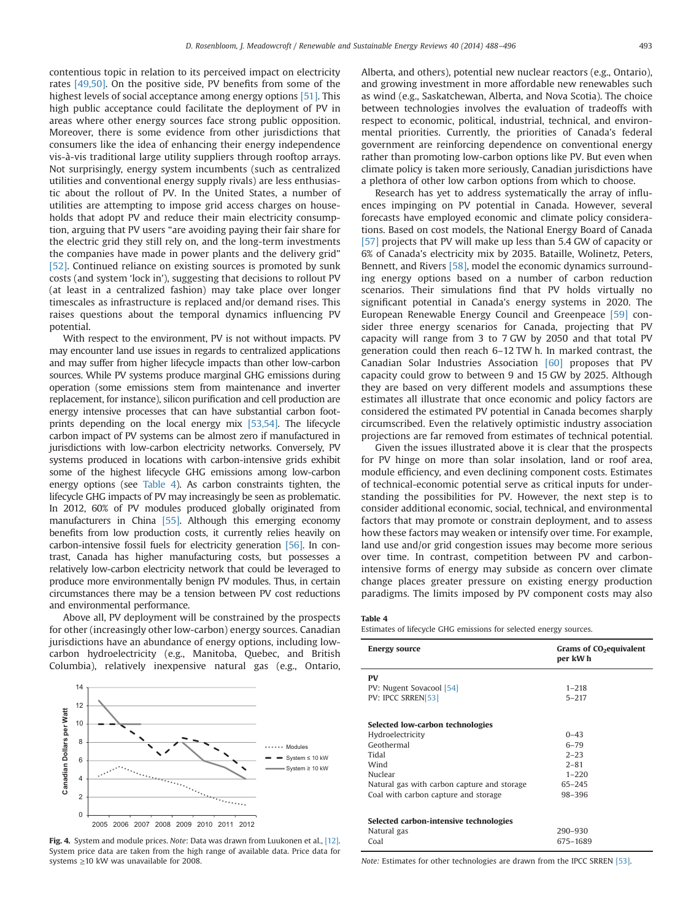contentious topic in relation to its perceived impact on electricity rates [49,50]. On the positive side, PV benefits from some of the highest levels of social acceptance among energy options [51]. This high public acceptance could facilitate the deployment of PV in areas where other energy sources face strong public opposition. Moreover, there is some evidence from other jurisdictions that consumers like the idea of enhancing their energy independence vis-à-vis traditional large utility suppliers through rooftop arrays. Not surprisingly, energy system incumbents (such as centralized utilities and conventional energy supply rivals) are less enthusiastic about the rollout of PV. In the United States, a number of utilities are attempting to impose grid access charges on households that adopt PV and reduce their main electricity consumption, arguing that PV users "are avoiding paying their fair share for the electric grid they still rely on, and the long-term investments the companies have made in power plants and the delivery grid" [52]. Continued reliance on existing sources is promoted by sunk costs (and system 'lock in'), suggesting that decisions to rollout PV (at least in a centralized fashion) may take place over longer timescales as infrastructure is replaced and/or demand rises. This raises questions about the temporal dynamics influencing PV potential.

With respect to the environment, PV is not without impacts. PV may encounter land use issues in regards to centralized applications and may suffer from higher lifecycle impacts than other low-carbon sources. While PV systems produce marginal GHG emissions during operation (some emissions stem from maintenance and inverter replacement, for instance), silicon purification and cell production are energy intensive processes that can have substantial carbon footprints depending on the local energy mix [53,54]. The lifecycle carbon impact of PV systems can be almost zero if manufactured in jurisdictions with low-carbon electricity networks. Conversely, PV systems produced in locations with carbon-intensive grids exhibit some of the highest lifecycle GHG emissions among low-carbon energy options (see Table 4). As carbon constraints tighten, the lifecycle GHG impacts of PV may increasingly be seen as problematic. In 2012, 60% of PV modules produced globally originated from manufacturers in China [55]. Although this emerging economy benefits from low production costs, it currently relies heavily on carbon-intensive fossil fuels for electricity generation [56]. In contrast, Canada has higher manufacturing costs, but possesses a relatively low-carbon electricity network that could be leveraged to produce more environmentally benign PV modules. Thus, in certain circumstances there may be a tension between PV cost reductions and environmental performance.

Above all, PV deployment will be constrained by the prospects for other (increasingly other low-carbon) energy sources. Canadian jurisdictions have an abundance of energy options, including low-carbon hydroelectricity (e.g., Manitoba, Quebec, and British Columbia), relatively inexpensive natural gas (e.g., Ontario, Alberta, and others), potential new nuclear reactors (e.g., Ontario), and growing investment in more affordable new renewables such as wind (e.g., Saskatchewan, Alberta, and Nova Scotia). The choice between technologies involves the evaluation of tradeoffs with respect to economic, political, industrial, technical, and environmental priorities. Currently, the priorities of Canada's federal government are reinforcing dependence on conventional energy rather than promoting low-carbon options like PV. But even when climate policy is taken more seriously, Canadian jurisdictions have a plethora of other low carbon options from which to choose.

Research has yet to address systematically the array of influences impinging on PV potential in Canada. However, several forecasts have employed economic and climate policy considerations. Based on cost models, the National Energy Board of Canada [57] projects that PV will make up less than 5.4 GW of capacity or 6% of Canada's electricity mix by 2035. Bataille, Wolinetz, Peters, Bennett, and Rivers [58], model the economic dynamics surrounding energy options based on a number of carbon reduction scenarios. Their simulations find that PV holds virtually no significant potential in Canada's energy systems in 2020. The European Renewable Energy Council and Greenpeace [59] consider three energy scenarios for Canada, projecting that PV capacity will range from 3 to 7 GW by 2050 and that total PV generation could then reach 6–12 TW h. In marked contrast, the Canadian Solar Industries Association [60] proposes that PV capacity could grow to between 9 and 15 GW by 2025. Although they are based on very different models and assumptions these estimates all illustrate that once economic and policy factors are considered the estimated PV potential in Canada becomes sharply circumscribed. Even the relatively optimistic industry association projections are far removed from estimates of technical potential.

Given the issues illustrated above it is clear that the prospects for PV hinge on more than solar insolation, land or roof area, module efficiency, and even declining component costs. Estimates of technical-economic potential serve as critical inputs for understanding the possibilities for PV. However, the next step is to consider additional economic, social, technical, and environmental factors that may promote or constrain deployment, and to assess how these factors may weaken or intensify over time. For example, land use and/or grid congestion issues may become more serious over time. In contrast, competition between PV and carbon-intensive forms of energy may subside as concern over climate change places greater pressure on existing energy production paradigms. The limits imposed by PV component costs may also

**Fig. 4.** System and module prices. *Note*: Data was drawn from Luukonen et al., [12]. System price data are taken from the high range of available data. Price data for systems ≥10 kW was unavailable for 2008.

**Table 4**
Estimates of lifecycle GHG emissions for selected energy sources.

| Energy source | Grams of $CO_2$equivalent per kW h |
|---|---|
| **PV** | |
| PV: Nugent Sovacool [54] | 1–218 |
| PV: IPCC SRREN[53] | 5–217 |
| **Selected low-carbon technologies** | |
| Hydroelectricity | 0–43 |
| Geothermal | 6–79 |
| Tidal | 2–23 |
| Wind | 2–81 |
| Nuclear | 1–220 |
| Natural gas with carbon capture and storage | 65–245 |
| Coal with carbon capture and storage | 98–396 |
| **Selected carbon-intensive technologies** | |
| Natural gas | 290–930 |
| Coal | 675–1689 |

*Note:* Estimates for other technologies are drawn from the IPCC SRREN [53].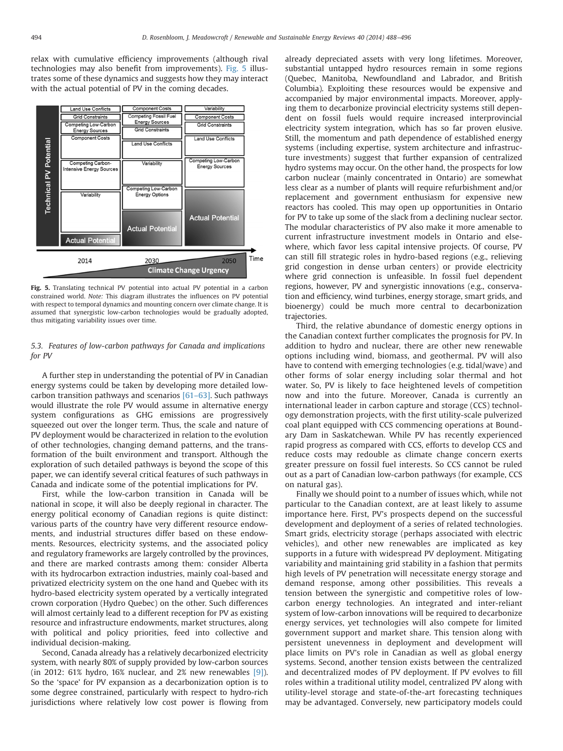relax with cumulative efficiency improvements (although rival technologies may also benefit from improvements). Fig. 5 illustrates some of these dynamics and suggests how they may interact with the actual potential of PV in the coming decades.

Technical PV Potential

Land Use Conflicts
Grid Constraints
Competing Low-Carbon Energy Sources
Component Costs
Competing Carbon-Intensive Energy Sources
Variability
Actual Potential

Component Costs
Competing Fossil Fuel Energy Sources
Grid Constraints
Land Use Conflicts
Variability
Competing Low-Carbon Energy Options
Actual Potential

Variability
Component Costs
Grid Constraints
Land Use Conflicts
Competing Low-Carbon Energy Sources
Actual Potential

2014
2030
2050
Time
Climate Change Urgency

**Fig. 5.** Translating technical PV potential into actual PV potential in a carbon constrained world. *Note:* This diagram illustrates the influences on PV potential with respect to temporal dynamics and mounting concern over climate change. It is assumed that synergistic low-carbon technologies would be gradually adopted, thus mitigating variability issues over time.

### 5.3. Features of low-carbon pathways for Canada and implications for PV

A further step in understanding the potential of PV in Canadian energy systems could be taken by developing more detailed low-carbon transition pathways and scenarios [61–63]. Such pathways would illustrate the role PV would assume in alternative energy system configurations as GHG emissions are progressively squeezed out over the longer term. Thus, the scale and nature of PV deployment would be characterized in relation to the evolution of other technologies, changing demand patterns, and the transformation of the built environment and transport. Although the exploration of such detailed pathways is beyond the scope of this paper, we can identify several critical features of such pathways in Canada and indicate some of the potential implications for PV.

First, while the low-carbon transition in Canada will be national in scope, it will also be deeply regional in character. The energy political economy of Canadian regions is quite distinct: various parts of the country have very different resource endowments, and industrial structures differ based on these endowments. Resources, electricity systems, and the associated policy and regulatory frameworks are largely controlled by the provinces, and there are marked contrasts among them: consider Alberta with its hydrocarbon extraction industries, mainly coal-based and privatized electricity system on the one hand and Quebec with its hydro-based electricity system operated by a vertically integrated crown corporation (Hydro Quebec) on the other. Such differences will almost certainly lead to a different reception for PV as existing resource and infrastructure endowments, market structures, along with political and policy priorities, feed into collective and individual decision-making.

Second, Canada already has a relatively decarbonized electricity system, with nearly 80% of supply provided by low-carbon sources (in 2012: 61% hydro, 16% nuclear, and 2% new renewables [9]). So the 'space' for PV expansion as a decarbonization option is to some degree constrained, particularly with respect to hydro-rich jurisdictions where relatively low cost power is flowing from already depreciated assets with very long lifetimes. Moreover, substantial untapped hydro resources remain in some regions (Quebec, Manitoba, Newfoundland and Labrador, and British Columbia). Exploiting these resources would be expensive and accompanied by major environmental impacts. Moreover, applying them to decarbonize provincial electricity systems still dependent on fossil fuels would require increased interprovincial electricity system integration, which has so far proven elusive. Still, the momentum and path dependence of established energy systems (including expertise, system architecture and infrastructure investments) suggest that further expansion of centralized hydro systems may occur. On the other hand, the prospects for low carbon nuclear (mainly concentrated in Ontario) are somewhat less clear as a number of plants will require refurbishment and/or replacement and government enthusiasm for expensive new reactors has cooled. This may open up opportunities in Ontario for PV to take up some of the slack from a declining nuclear sector. The modular characteristics of PV also make it more amenable to current infrastructure investment models in Ontario and elsewhere, which favor less capital intensive projects. Of course, PV can still fill strategic roles in hydro-based regions (e.g., relieving grid congestion in dense urban centers) or provide electricity where grid connection is unfeasible. In fossil fuel dependent regions, however, PV and synergistic innovations (e.g., conservation and efficiency, wind turbines, energy storage, smart grids, and bioenergy) could be much more central to decarbonization trajectories.

Third, the relative abundance of domestic energy options in the Canadian context further complicates the prognosis for PV. In addition to hydro and nuclear, there are other new renewable options including wind, biomass, and geothermal. PV will also have to contend with emerging technologies (e.g. tidal/wave) and other forms of solar energy including solar thermal and hot water. So, PV is likely to face heightened levels of competition now and into the future. Moreover, Canada is currently an international leader in carbon capture and storage (CCS) technology demonstration projects, with the first utility-scale pulverized coal plant equipped with CCS commencing operations at Boundary Dam in Saskatchewan. While PV has recently experienced rapid progress as compared with CCS, efforts to develop CCS and reduce costs may redouble as climate change concern exerts greater pressure on fossil fuel interests. So CCS cannot be ruled out as a part of Canadian low-carbon pathways (for example, CCS on natural gas).

Finally we should point to a number of issues which, while not particular to the Canadian context, are at least likely to assume importance here. First, PV's prospects depend on the successful development and deployment of a series of related technologies. Smart grids, electricity storage (perhaps associated with electric vehicles), and other new renewables are implicated as key supports in a future with widespread PV deployment. Mitigating variability and maintaining grid stability in a fashion that permits high levels of PV penetration will necessitate energy storage and demand response, among other possibilities. This reveals a tension between the synergistic and competitive roles of low-carbon energy technologies. An integrated and inter-reliant system of low-carbon innovations will be required to decarbonize energy services, yet technologies will also compete for limited government support and market share. This tension along with persistent unevenness in deployment and development will place limits on PV's role in Canadian as well as global energy systems. Second, another tension exists between the centralized and decentralized modes of PV deployment. If PV evolves to fill roles within a traditional utility model, centralized PV along with utility-level storage and state-of-the-art forecasting techniques may be advantaged. Conversely, new participatory models could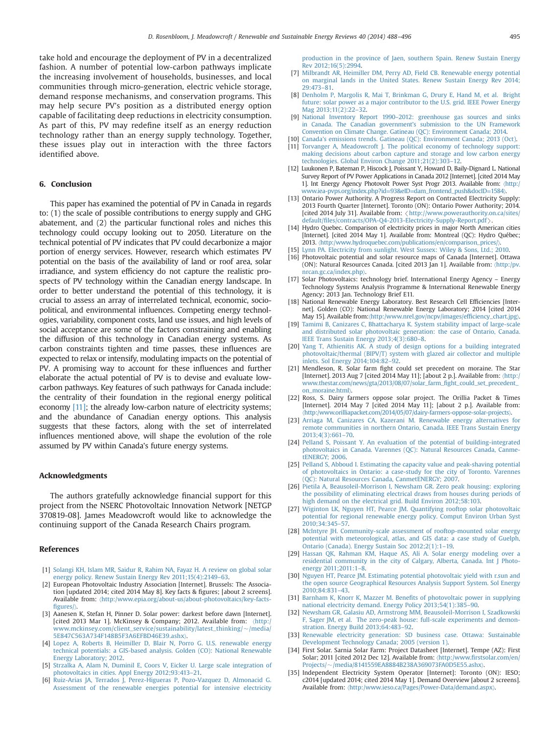take hold and encourage the deployment of PV in a decentralized fashion. A number of potential low-carbon pathways implicate the increasing involvement of households, businesses, and local communities through micro-generation, electric vehicle storage, demand response mechanisms, and conservation programs. This may help secure PV's position as a distributed energy option capable of facilitating deep reductions in electricity consumption. As part of this, PV may redefine itself as an energy reduction technology rather than an energy supply technology. Together, these issues play out in interaction with the three factors identified above.

## 6. Conclusion

This paper has examined the potential of PV in Canada in regards to: (1) the scale of possible contributions to energy supply and GHG abatement, and (2) the particular functional roles and niches this technology could occupy looking out to 2050. Literature on the technical potential of PV indicates that PV could decarbonize a major portion of energy services. However, research which estimates PV potential on the basis of the availability of land or roof area, solar irradiance, and system efficiency do not capture the realistic prospects of PV technology within the Canadian energy landscape. In order to better understand the potential of this technology, it is crucial to assess an array of interrelated technical, economic, sociopolitical, and environmental influences. Competing energy technologies, variability, component costs, land use issues, and high levels of social acceptance are some of the factors constraining and enabling the diffusion of this technology in Canadian energy systems. As carbon constraints tighten and time passes, these influences are expected to relax or intensify, modulating impacts on the potential of PV. A promising way to account for these influences and further elaborate the actual potential of PV is to devise and evaluate low-carbon pathways. Key features of such pathways for Canada include: the centrality of their foundation in the regional energy political economy [11]; the already low-carbon nature of electricity systems; and the abundance of Canadian energy options. This analysis suggests that these factors, along with the set of interrelated influences mentioned above, will shape the evolution of the role assumed by PV within Canada's future energy systems.

## Acknowledgments

The authors gratefully acknowledge financial support for this project from the NSERC Photovoltaic Innovation Network [NETGP 370819-08]. James Meadowcroft would like to acknowledge the continuing support of the Canada Research Chairs program.

## References

[1] Solangi KH, Islam MR, Saidur R, Rahim NA, Fayaz H. A review on global solar energy policy. Renew Sustain Energy Rev 2011;15(4):2149–63.

[2] European Photovoltaic Industry Association [Internet]. Brussels: The Association [updated 2014; cited 2014 May 8]. Key facts & figures; [about 2 screens]. Available from: ⟨http://www.epia.org/about-us/about-photovoltaics/key-facts-figures/⟩.

[3] Aanesen K, Stefan H, Pinner D. Solar power: darkest before dawn [Internet]. [cited 2013 Mar 1]. McKinsey & Company; 2012. Available from: ⟨http://www.mckinsey.com/client_service/sustainability/latest_thinking/~/media/5E847C563A734F148B5F3A6EFBD46E39.ashx⟩.

[4] Lopez A, Roberts B, Heimiller D, Blair N, Porro G. U.S. renewable energy technical potentials: a GIS-based analysis. Golden (CO): National Renewable Energy Laboratory; 2012.

[5] Strzalka A, Alam N, Duminil E, Coors V, Eicker U. Large scale integration of photovoltaics in cities. Appl Energy 2012;93:413–21.

[6] Ruiz-Arias JA, Terrados J, Perez-Higueras P, Pozo-Vazquez D, Almonacid G. Assessment of the renewable energies potential for intensive electricity production in the province of Jaen, southern Spain. Renew Sustain Energy Rev 2012;16(5):2994.

[7] Milbrandt AR, Heimiller DM, Perry AD, Field CB. Renewable energy potential on marginal lands in the United States. Renew Sustain Energy Rev 2014; 29:473–81.

[8] Denholm P, Margolis R, Mai T, Brinkman G, Drury E, Hand M, et al. Bright future: solar power as a major contributor to the U.S. grid. IEEE Power Energy Mag 2013;11(2):22–32.

[9] National Inventory Report 1990–2012: greenhouse gas sources and sinks in Canada. The Canadian government's submission to the UN Framework Convention on Climate Change. Gatineau (QC): Environment Canada; 2014.

[10] Canada's emissions trends. Gatineau (QC): Environment Canada; 2013 (Oct).

[11] Torvanger A, Meadowcroft J. The political economy of technology support: making decisions about carbon capture and storage and low carbon energy technologies. Global Environ Change 2011;21(2):303–12.

[12] Luukonen P, Bateman P, Hiscock J, Poissant Y, Howard D, Baily-Dignard L. National Survey Report of PV Power Applications in Canada 2012 [Internet]. [cited 2014 May 1]. Int Energy Agency Photovolt Power Syst Progr 2013. Available from: ⟨http://www.iea-pvps.org/index.php?id=93&eID=dam_frontend_push&docID=1584⟩.

[13] Ontario Power Authority. A Progress Report on Contracted Electricity Supply: 2013 Fourth Quarter [Internet]. Toronto (ON): Ontario Power Authority; 2014. [cited 2014 July 31]. Available from: ⟨http://www.powerauthority.on.ca/sites/default/files/contracts/OPA-Q4-2013-Electricity-Supply-Report.pdf⟩.

[14] Hydro Quebec. Comparison of electricity prices in major North American cities [Internet]. [cited 2014 May 1]. Available from: Montreal (QC): Hydro Québec; 2013. ⟨http://www.hydroquebec.com/publications/en/comparison_prices/⟩.

[15] Lynn PA. Electricity from sunlight. West Sussex: Wiley & Sons, Ltd.; 2010.

[16] Photovoltaic potential and solar resource maps of Canada [Internet]. Ottawa (ON): Natural Resources Canada. [cited 2013 Jan 1]. Available from: ⟨http://pv.nrcan.gc.ca/index.php⟩.

[17] Solar Photovoltaics: technology brief. International Energy Agency – Energy Technology Systems Analysis Programme & International Renewable Energy Agency; 2013 Jan. Technology Brief E11.

[18] National Renewable Energy Laboratory. Best Research Cell Efficiencies [Internet]. Golden (CO): National Renewable Energy Laboratory; 2014 [cited 2014 May 15]. Available from:⟨http://www.nrel.gov/ncpv/images/efficiency_chart.jpg⟩.

[19] Tamimi B, Canizares C, Bhattacharya K. System stability impact of large-scale and distributed solar photovoltaic generation: the case of Ontario, Canada. IEEE Trans Sustain Energy 2013;4(3):680–8.

[20] Yang T, Athienitis AK. A study of design options for a building integrated photovoltaic/thermal (BIPV/T) system with glazed air collector and multiple inlets. Sol Energy 2014;104:82–92.

[21] Mendleson, R. Solar farm fight could set precedent on moraine. The Star [Internet]. 2013 Aug 7 [cited 2014 May 11]; [about 2 p.]. Available from: ⟨http://www.thestar.com/news/gta/2013/08/07/solar_farm_fight_could_set_precedent_on_moraine.html⟩.

[22] Ross, S. Dairy farmers oppose solar project. The Orillia Packet & Times [Internet]. 2014 May 7 [cited 2014 May 11]; [about 2 p.]. Available from: ⟨http://www.orilliapacket.com/2014/05/07/dairy-farmers-oppose-solar-projects⟩.

[23] Arriaga M, Canizares CA, Kazerani M. Renewable energy alternatives for remote communities in northern Ontario, Canada. IEEE Trans Sustain Energy 2013;4(3):661–70.

[24] Pelland S, Poissant Y. An evaluation of the potential of building-integrated photovoltaics in Canada. Varennes (QC): Natural Resources Canada, CanmetENERGY; 2006.

[25] Pelland S, Abboud I. Estimating the capacity value and peak-shaving potential of photovoltaics in Ontario: a case-study for the city of Toronto. Varennes (QC): Natural Resources Canada, CanmetENERGY; 2007.

[26] Pietila A, Beausoleil-Morrison I, Newsham GR. Zero peak housing: exploring the possibility of eliminating electrical draws from houses during periods of high demand on the electrical grid. Build Environ 2012;58:103.

[27] Wiginton LK, Nguyen HT, Pearce JM. Quantifying rooftop solar photovoltaic potential for regional renewable energy policy. Comput Environ Urban Syst 2010;34:345–57.

[28] McIntyre JH. Community-scale assessment of rooftop-mounted solar energy potential with meteorological, atlas, and GIS data: a case study of Guelph, Ontario (Canada). Energy Sustain Soc 2012;2(1):1–19.

[29] Hassan QK, Rahman KM, Haque AS, Ali A. Solar energy modeling over a residential community in the city of Calgary, Alberta, Canada. Int J Photoenergy 2011;2011:1–8.

[30] Nguyen HT, Pearce JM. Estimating potential photovoltaic yield with r.sun and the open source Geographical Resources Analysis Support System. Sol Energy 2010;84:831–43.

[31] Barnham K, Knorr K, Mazzer M. Benefits of photovoltaic power in supplying national electricity demand. Energy Policy 2013;54(1):385–90.

[32] Newsham GR, Galasiu AD, Armstrong MM, Beausoleil-Morrison I, Szadkowski F, Sager JM, et al. The zero-peak house: full-scale experiments and demonstration. Energy Build 2013;64:483–92.

[33] Renewable electricity generation: SD business case. Ottawa: Sustainable Development Technology Canada; 2005 (version 1).

[34] First Solar. Sarnia Solar Farm: Project Datasheet [Internet]. Tempe (AZ): First Solar; 2011 [cited 2012 Dec 12]. Available from: ⟨http://www.firstsolar.com/en/Projects/~/media/8141559EA8884B238A369073FA0D5E55.ashx⟩.

[35] Independent Electricity System Operator [Internet]: Toronto (ON): IESO; c2014 [updated 2014; cited 2014 May 1]. Demand Overview [about 2 screens]. Available from: ⟨http://www.ieso.ca/Pages/Power-Data/demand.aspx⟩.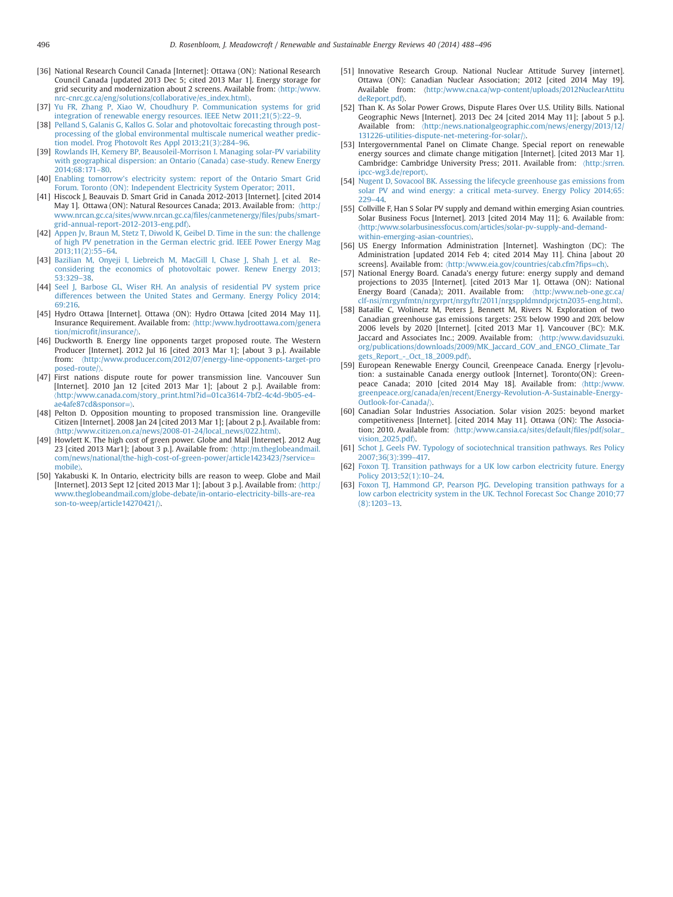[36] National Research Council Canada [Internet]: Ottawa (ON): National Research Council Canada [updated 2013 Dec 5; cited 2013 Mar 1]. Energy storage for grid security and modernization about 2 screens. Available from: ⟨http://www.nrc-cnrc.gc.ca/eng/solutions/collaborative/es_index.html⟩.

[37] Yu FR, Zhang P, Xiao W, Choudhury P. Communication systems for grid integration of renewable energy resources. IEEE Netw 2011;21(5):22–9.

[38] Pelland S, Galanis G, Kallos G. Solar and photovoltaic forecasting through post-processing of the global environmental multiscale numerical weather prediction model. Prog Photovolt Res Appl 2013;21(3):284–96.

[39] Rowlands IH, Kemery BP, Beausoleil-Morrison I. Managing solar-PV variability with geographical dispersion: an Ontario (Canada) case-study. Renew Energy 2014;68:171–80.

[40] Enabling tomorrow's electricity system: report of the Ontario Smart Grid Forum. Toronto (ON): Independent Electricity System Operator; 2011.

[41] Hiscock J, Beauvais D. Smart Grid in Canada 2012-2013 [Internet]. [cited 2014 May 1]. Ottawa (ON): Natural Resources Canada; 2013. Available from: ⟨http://www.nrcan.gc.ca/sites/www.nrcan.gc.ca/files/canmetenergy/files/pubs/smart-grid-annual-report-2012-2013-eng.pdf⟩.

[42] Appen Jv, Braun M, Stetz T, Diwold K, Geibel D. Time in the sun: the challenge of high PV penetration in the German electric grid. IEEE Power Energy Mag 2013;11(2):55–64.

[43] Bazilian M, Onyeji I, Liebreich M, MacGill I, Chase J, Shah J, et al. Re-considering the economics of photovoltaic power. Renew Energy 2013; 53:329–38.

[44] Seel J, Barbose GL, Wiser RH. An analysis of residential PV system price differences between the United States and Germany. Energy Policy 2014; 69:216.

[45] Hydro Ottawa [Internet]. Ottawa (ON): Hydro Ottawa [cited 2014 May 11]. Insurance Requirement. Available from: ⟨http://www.hydroottawa.com/generation/microfit/insurance/⟩.

[46] Duckworth B. Energy line opponents target proposed route. The Western Producer [Internet]. 2012 Jul 16 [cited 2013 Mar 1]; [about 3 p.]. Available from: ⟨http://www.producer.com/2012/07/energy-line-opponents-target-proposed-route/⟩.

[47] First nations dispute route for power transmission line. Vancouver Sun [Internet]. 2010 Jan 12 [cited 2013 Mar 1]; [about 2 p.]. Available from: ⟨http://www.canada.com/story_print.html?id=01ca3614-7bf2-4c4d-9b05-e4-ae4afe87cd&sponsor=⟩.

[48] Pelton D. Opposition mounting to proposed transmission line. Orangeville Citizen [Internet]. 2008 Jan 24 [cited 2013 Mar 1]; [about 2 p.]. Available from: ⟨http://www.citizen.on.ca/news/2008-01-24/local_news/022.html⟩.

[49] Howlett K. The high cost of green power. Globe and Mail [Internet]. 2012 Aug 23 [cited 2013 Mar1]; [about 3 p.]. Available from: ⟨http://m.theglobeandmail.com/news/national/the-high-cost-of-green-power/article1423423/?service=mobile⟩.

[50] Yakabuski K. In Ontario, electricity bills are reason to weep. Globe and Mail [Internet]. 2013 Sept 12 [cited 2013 Mar 1]; [about 3 p.]. Available from: ⟨http://www.theglobeandmail.com/globe-debate/in-ontario-electricity-bills-are-reason-to-weep/article14270421/⟩.

[51] Innovative Research Group. National Nuclear Attitude Survey [internet]. Ottawa (ON): Canadian Nuclear Association; 2012 [cited 2014 May 19]. Available from: ⟨http://www.cna.ca/wp-content/uploads/2012NuclearAttitudeReport.pdf⟩.

[52] Than K. As Solar Power Grows, Dispute Flares Over U.S. Utility Bills. National Geographic News [Internet]. 2013 Dec 24 [cited 2014 May 11]; [about 5 p.]. Available from: ⟨http://news.nationalgeographic.com/news/energy/2013/12/131226-utilities-dispute-net-metering-for-solar/⟩.

[53] Intergovernmental Panel on Climate Change. Special report on renewable energy sources and climate change mitigation [Internet]. [cited 2013 Mar 1]. Cambridge: Cambridge University Press; 2011. Available from: ⟨http://srren.ipcc-wg3.de/report⟩.

[54] Nugent D, Sovacool BK. Assessing the lifecycle greenhouse gas emissions from solar PV and wind energy: a critical meta-survey. Energy Policy 2014;65: 229–44.

[55] Collville F, Han S Solar PV supply and demand within emerging Asian countries. Solar Business Focus [Internet]. 2013 [cited 2014 May 11]; 6. Available from: ⟨http://www.solarbusinessfocus.com/articles/solar-pv-supply-and-demand-within-emerging-asian-countries⟩.

[56] US Energy Information Administration [Internet]. Washington (DC): The Administration [updated 2014 Feb 4; cited 2014 May 11]. China [about 20 screens]. Available from: ⟨http://www.eia.gov/countries/cab.cfm?fips=ch⟩.

[57] National Energy Board. Canada's energy future: energy supply and demand projections to 2035 [Internet]. [cited 2013 Mar 1]. Ottawa (ON): National Energy Board (Canada); 2011. Available from: ⟨http://www.neb-one.gc.ca/clf-nsi/rnrgynfmtn/nrgyrprt/nrgyftr/2011/nrgsppldmndprjctn2035-eng.html⟩.

[58] Bataille C, Wolinetz M, Peters J, Bennett M, Rivers N. Exploration of two Canadian greenhouse gas emissions targets: 25% below 1990 and 20% below 2006 levels by 2020 [Internet]. [cited 2013 Mar 1]. Vancouver (BC): M.K. Jaccard and Associates Inc.; 2009. Available from: ⟨http://www.davidsuzuki.org/publications/downloads/2009/MK_Jaccard_GOV_and_ENGO_Climate_Targets_Report_-_Oct_18_2009.pdf⟩.

[59] European Renewable Energy Council, Greenpeace Canada. Energy [r]evolution: a sustainable Canada energy outlook [Internet]. Toronto(ON): Greenpeace Canada; 2010 [cited 2014 May 18]. Available from: ⟨http://www.greenpeace.org/canada/en/recent/Energy-Revolution-A-Sustainable-Energy-Outlook-for-Canada/⟩.

[60] Canadian Solar Industries Association. Solar vision 2025: beyond market competitiveness [Internet]. [cited 2014 May 11]. Ottawa (ON): The Association; 2010. Available from: ⟨http://www.cansia.ca/sites/default/files/pdf/solar_vision_2025.pdf⟩.

[61] Schot J, Geels FW. Typology of sociotechnical transition pathways. Res Policy 2007;36(3):399–417.

[62] Foxon TJ. Transition pathways for a UK low carbon electricity future. Energy Policy 2013;52(1):10–24.

[63] Foxon TJ, Hammond GP, Pearson PJG. Developing transition pathways for a low carbon electricity system in the UK. Technol Forecast Soc Change 2010;77 (8):1203–13.